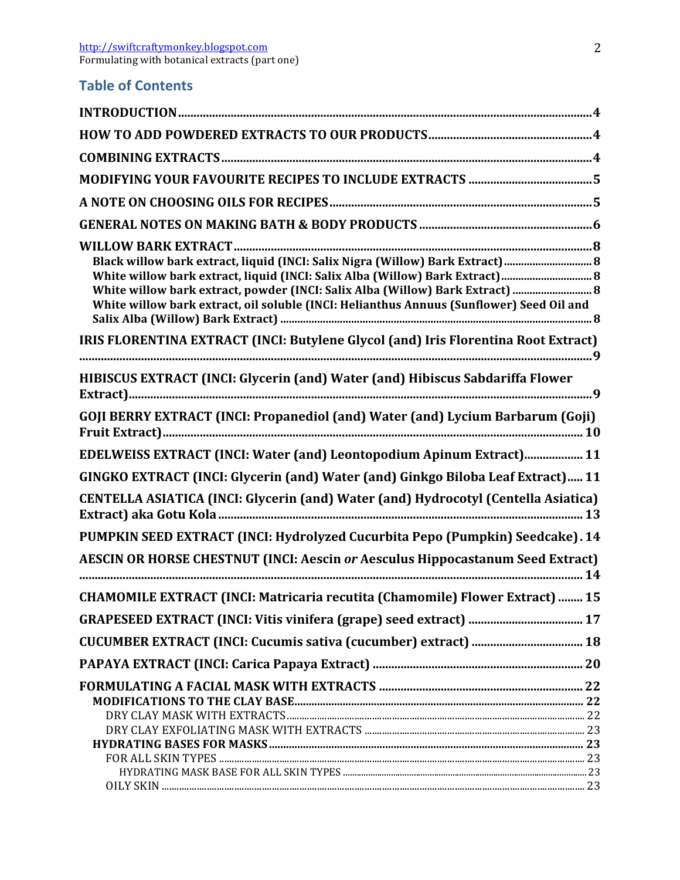# Table of Contents

INTRODUCTION .......... 4

HOW TO ADD POWDERED EXTRACTS TO OUR PRODUCTS .......... 4

COMBINING EXTRACTS .......... 4

MODIFYING YOUR FAVOURITE RECIPES TO INCLUDE EXTRACTS .......... 5

A NOTE ON CHOOSING OILS FOR RECIPES .......... 5

GENERAL NOTES ON MAKING BATH & BODY PRODUCTS .......... 6

WILLOW BARK EXTRACT .......... 8

- Black willow bark extract, liquid (INCI: Salix Nigra (Willow) Bark Extract) .......... 8
- White willow bark extract, liquid (INCI: Salix Alba (Willow) Bark Extract) .......... 8
- White willow bark extract, powder (INCI: Salix Alba (Willow) Bark Extract) .......... 8
- White willow bark extract, oil soluble (INCI: Helianthus Annuus (Sunflower) Seed Oil and Salix Alba (Willow) Bark Extract) .......... 8

IRIS FLORENTINA EXTRACT (INCI: Butylene Glycol (and) Iris Florentina Root Extract) .......... 9

HIBISCUS EXTRACT (INCI: Glycerin (and) Water (and) Hibiscus Sabdariffa Flower Extract) .......... 9

GOJI BERRY EXTRACT (INCI: Propanediol (and) Water (and) Lycium Barbarum (Goji) Fruit Extract) .......... 10

EDELWEISS EXTRACT (INCI: Water (and) Leontopodium Apinum Extract) .......... 11

GINGKO EXTRACT (INCI: Glycerin (and) Water (and) Ginkgo Biloba Leaf Extract) .......... 11

CENTELLA ASIATICA (INCI: Glycerin (and) Water (and) Hydrocotyl (Centella Asiatica) Extract) aka Gotu Kola .......... 13

PUMPKIN SEED EXTRACT (INCI: Hydrolyzed Cucurbita Pepo (Pumpkin) Seedcake) .......... 14

AESCIN OR HORSE CHESTNUT (INCI: Aescin *or* Aesculus Hippocastanum Seed Extract) .......... 14

CHAMOMILE EXTRACT (INCI: Matricaria recutita (Chamomile) Flower Extract) .......... 15

GRAPESEED EXTRACT (INCI: Vitis vinifera (grape) seed extract) .......... 17

CUCUMBER EXTRACT (INCI: Cucumis sativa (cucumber) extract) .......... 18

PAPAYA EXTRACT (INCI: Carica Papaya Extract) .......... 20

FORMULATING A FACIAL MASK WITH EXTRACTS .......... 22

- MODIFICATIONS TO THE CLAY BASE .......... 22
  - DRY CLAY MASK WITH EXTRACTS .......... 22
  - DRY CLAY EXFOLIATING MASK WITH EXTRACTS .......... 23
- HYDRATING BASES FOR MASKS .......... 23
  - FOR ALL SKIN TYPES .......... 23
    - HYDRATING MASK BASE FOR ALL SKIN TYPES .......... 23
  - OILY SKIN .......... 23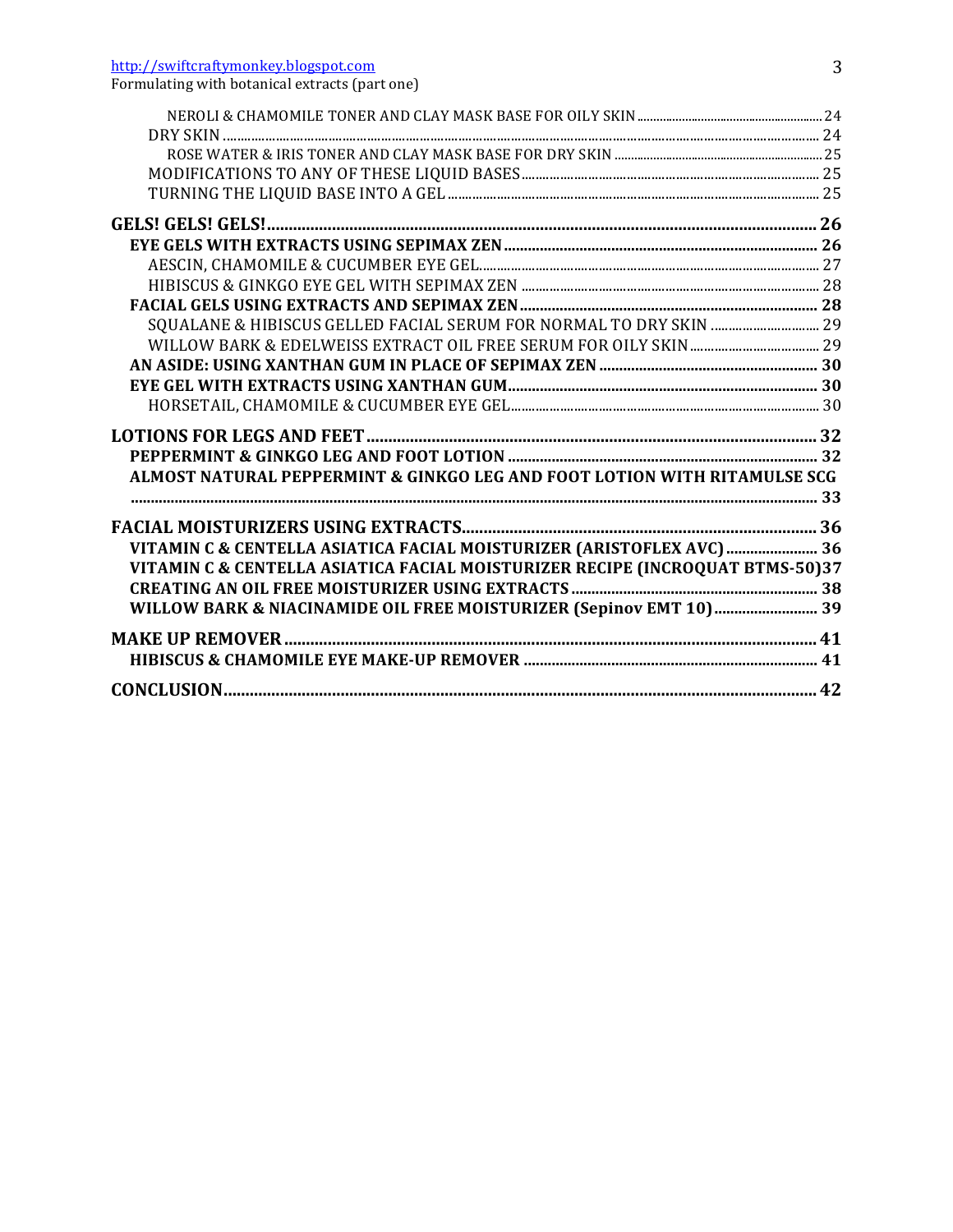NEROLI & CHAMOMILE TONER AND CLAY MASK BASE FOR OILY SKIN ........ 24
DRY SKIN ........ 24
ROSE WATER & IRIS TONER AND CLAY MASK BASE FOR DRY SKIN ........ 25
MODIFICATIONS TO ANY OF THESE LIQUID BASES ........ 25
TURNING THE LIQUID BASE INTO A GEL ........ 25

**GELS! GELS! GELS! ........ 26**
**EYE GELS WITH EXTRACTS USING SEPIMAX ZEN ........ 26**
AESCIN, CHAMOMILE & CUCUMBER EYE GEL ........ 27
HIBISCUS & GINKGO EYE GEL WITH SEPIMAX ZEN ........ 28
**FACIAL GELS USING EXTRACTS AND SEPIMAX ZEN ........ 28**
SQUALANE & HIBISCUS GELLED FACIAL SERUM FOR NORMAL TO DRY SKIN ........ 29
WILLOW BARK & EDELWEISS EXTRACT OIL FREE SERUM FOR OILY SKIN ........ 29
**AN ASIDE: USING XANTHAN GUM IN PLACE OF SEPIMAX ZEN ........ 30**
**EYE GEL WITH EXTRACTS USING XANTHAN GUM ........ 30**
HORSETAIL, CHAMOMILE & CUCUMBER EYE GEL ........ 30

**LOTIONS FOR LEGS AND FEET ........ 32**
**PEPPERMINT & GINKGO LEG AND FOOT LOTION ........ 32**
**ALMOST NATURAL PEPPERMINT & GINKGO LEG AND FOOT LOTION WITH RITAMULSE SCG ........ 33**

**FACIAL MOISTURIZERS USING EXTRACTS ........ 36**
**VITAMIN C & CENTELLA ASIATICA FACIAL MOISTURIZER (ARISTOFLEX AVC) ........ 36**
**VITAMIN C & CENTELLA ASIATICA FACIAL MOISTURIZER RECIPE (INCROQUAT BTMS-50) 37**
**CREATING AN OIL FREE MOISTURIZER USING EXTRACTS ........ 38**
**WILLOW BARK & NIACINAMIDE OIL FREE MOISTURIZER (Sepinov EMT 10) ........ 39**

**MAKE UP REMOVER ........ 41**
**HIBISCUS & CHAMOMILE EYE MAKE-UP REMOVER ........ 41**

**CONCLUSION ........ 42**